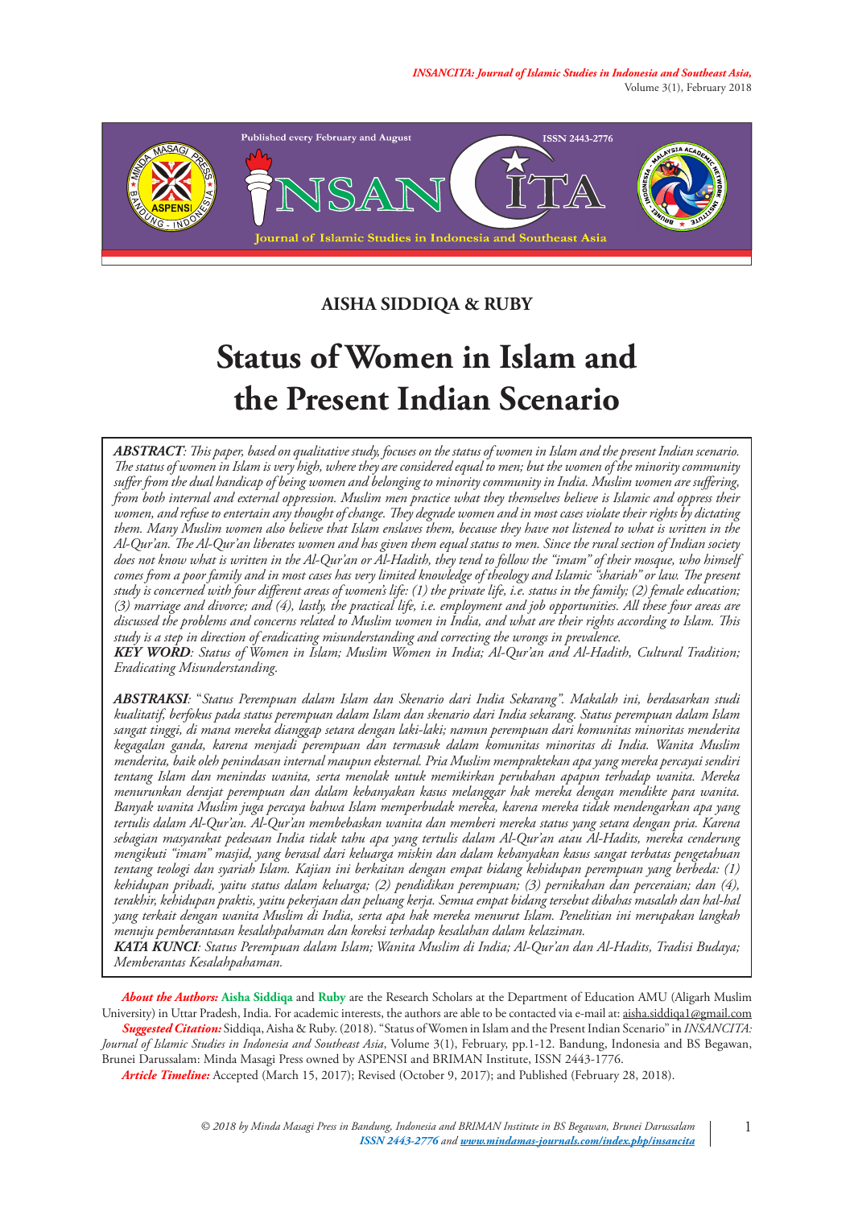**AISHA SIDDIQA & RUBY**

# Status of Women in Islam and the Present Indian Scenario

***ABSTRACT****: This paper, based on qualitative study, focuses on the status of women in Islam and the present Indian scenario. The status of women in Islam is very high, where they are considered equal to men; but the women of the minority community suffer from the dual handicap of being women and belonging to minority community in India. Muslim women are suffering, from both internal and external oppression. Muslim men practice what they themselves believe is Islamic and oppress their women, and refuse to entertain any thought of change. They degrade women and in most cases violate their rights by dictating them. Many Muslim women also believe that Islam enslaves them, because they have not listened to what is written in the Al-Qur'an. The Al-Qur'an liberates women and has given them equal status to men. Since the rural section of Indian society does not know what is written in the Al-Qur'an or Al-Hadith, they tend to follow the "imam" of their mosque, who himself comes from a poor family and in most cases has very limited knowledge of theology and Islamic "shariah" or law. The present study is concerned with four different areas of women's life: (1) the private life, i.e. status in the family; (2) female education; (3) marriage and divorce; and (4), lastly, the practical life, i.e. employment and job opportunities. All these four areas are discussed the problems and concerns related to Muslim women in India, and what are their rights according to Islam. This study is a step in direction of eradicating misunderstanding and correcting the wrongs in prevalence.*

***KEY WORD****: Status of Women in Islam; Muslim Women in India; Al-Qur'an and Al-Hadith, Cultural Tradition; Eradicating Misunderstanding.*

***ABSTRAKSI****: "Status Perempuan dalam Islam dan Skenario dari India Sekarang". Makalah ini, berdasarkan studi kualitatif, berfokus pada status perempuan dalam Islam dan skenario dari India sekarang. Status perempuan dalam Islam sangat tinggi, di mana mereka dianggap setara dengan laki-laki; namun perempuan dari komunitas minoritas menderita kegagalan ganda, karena menjadi perempuan dan termasuk dalam komunitas minoritas di India. Wanita Muslim menderita, baik oleh penindasan internal maupun eksternal. Pria Muslim mempraktekan apa yang mereka percayai sendiri tentang Islam dan menindas wanita, serta menolak untuk memikirkan perubahan apapun terhadap wanita. Mereka menurunkan derajat perempuan dan dalam kebanyakan kasus melanggar hak mereka dengan mendikte para wanita. Banyak wanita Muslim juga percaya bahwa Islam memperbudak mereka, karena mereka tidak mendengarkan apa yang tertulis dalam Al-Qur'an. Al-Qur'an membebaskan wanita dan memberi mereka status yang setara dengan pria. Karena sebagian masyarakat pedesaan India tidak tahu apa yang tertulis dalam Al-Qur'an atau Al-Hadits, mereka cenderung mengikuti "imam" masjid, yang berasal dari keluarga miskin dan dalam kebanyakan kasus sangat terbatas pengetahuan tentang teologi dan syariah Islam. Kajian ini berkaitan dengan empat bidang kehidupan perempuan yang berbeda: (1) kehidupan pribadi, yaitu status dalam keluarga; (2) pendidikan perempuan; (3) pernikahan dan perceraian; dan (4), terakhir, kehidupan praktis, yaitu pekerjaan dan peluang kerja. Semua empat bidang tersebut dibahas masalah dan hal-hal yang terkait dengan wanita Muslim di India, serta apa hak mereka menurut Islam. Penelitian ini merupakan langkah menuju pemberantasan kesalahpahaman dan koreksi terhadap kesalahan dalam kelaziman.*

***KATA KUNCI****: Status Perempuan dalam Islam; Wanita Muslim di India; Al-Qur'an dan Al-Hadits, Tradisi Budaya; Memberantas Kesalahpahaman.*

***About the Authors:*** **Aisha Siddiqa** and **Ruby** are the Research Scholars at the Department of Education AMU (Aligarh Muslim University) in Uttar Pradesh, India. For academic interests, the authors are able to be contacted via e-mail at: aisha.siddiqa1@gmail.com

***Suggested Citation:*** Siddiqa, Aisha & Ruby. (2018). "Status of Women in Islam and the Present Indian Scenario" in *INSANCITA: Journal of Islamic Studies in Indonesia and Southeast Asia*, Volume 3(1), February, pp.1-12. Bandung, Indonesia and BS Begawan, Brunei Darussalam: Minda Masagi Press owned by ASPENSI and BRIMAN Institute, ISSN 2443-1776.

***Article Timeline:*** Accepted (March 15, 2017); Revised (October 9, 2017); and Published (February 28, 2018).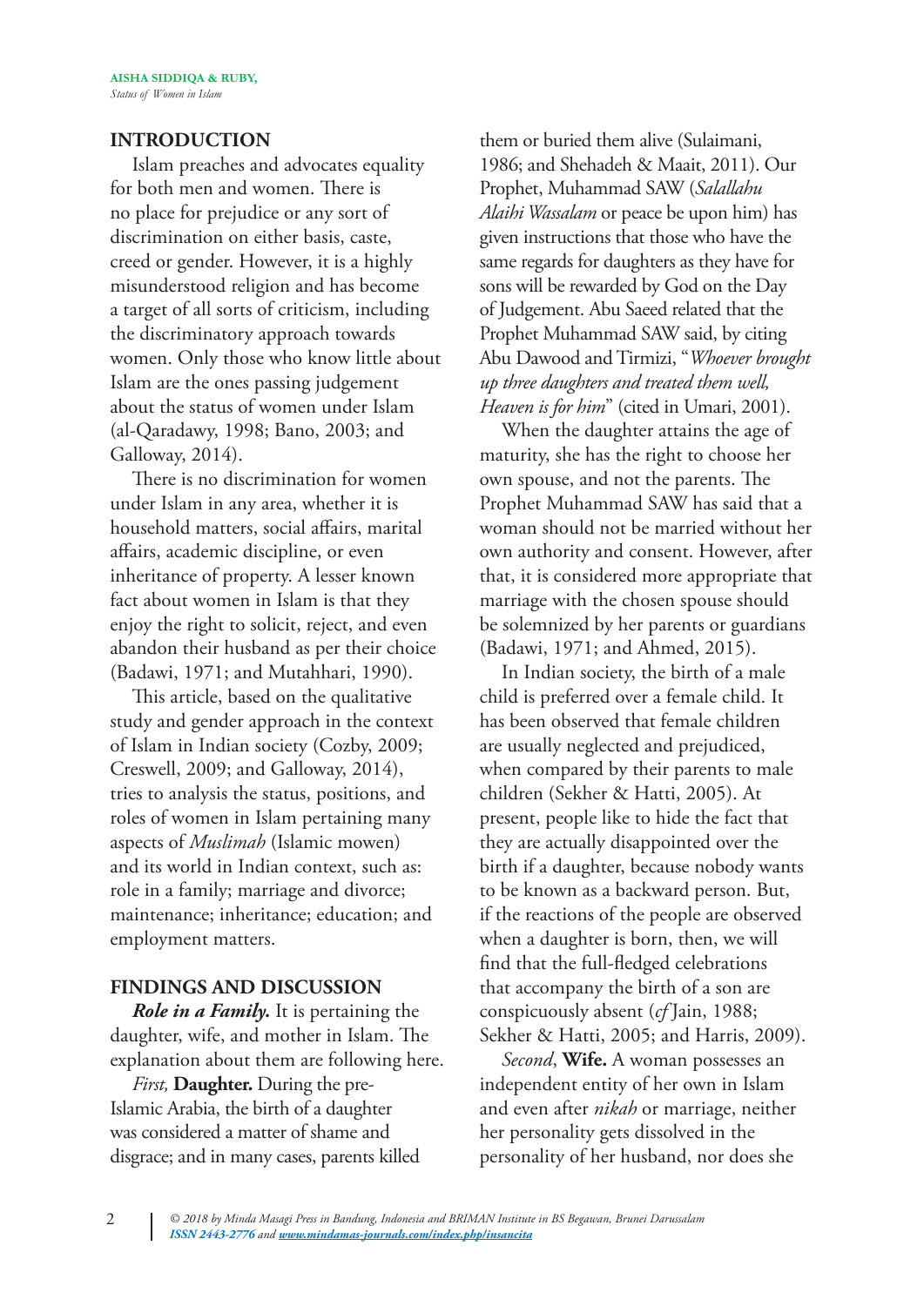## INTRODUCTION

Islam preaches and advocates equality for both men and women. There is no place for prejudice or any sort of discrimination on either basis, caste, creed or gender. However, it is a highly misunderstood religion and has become a target of all sorts of criticism, including the discriminatory approach towards women. Only those who know little about Islam are the ones passing judgement about the status of women under Islam (al-Qaradawy, 1998; Bano, 2003; and Galloway, 2014).

There is no discrimination for women under Islam in any area, whether it is household matters, social affairs, marital affairs, academic discipline, or even inheritance of property. A lesser known fact about women in Islam is that they enjoy the right to solicit, reject, and even abandon their husband as per their choice (Badawi, 1971; and Mutahhari, 1990).

This article, based on the qualitative study and gender approach in the context of Islam in Indian society (Cozby, 2009; Creswell, 2009; and Galloway, 2014), tries to analysis the status, positions, and roles of women in Islam pertaining many aspects of *Muslimah* (Islamic mowen) and its world in Indian context, such as: role in a family; marriage and divorce; maintenance; inheritance; education; and employment matters.

## FINDINGS AND DISCUSSION

***Role in a Family.*** It is pertaining the daughter, wife, and mother in Islam. The explanation about them are following here.

*First,* **Daughter.** During the pre-Islamic Arabia, the birth of a daughter was considered a matter of shame and disgrace; and in many cases, parents killed them or buried them alive (Sulaimani, 1986; and Shehadeh & Maait, 2011). Our Prophet, Muhammad SAW (*Salallahu Alaihi Wassalam* or peace be upon him) has given instructions that those who have the same regards for daughters as they have for sons will be rewarded by God on the Day of Judgement. Abu Saeed related that the Prophet Muhammad SAW said, by citing Abu Dawood and Tirmizi, "*Whoever brought up three daughters and treated them well, Heaven is for him*" (cited in Umari, 2001).

When the daughter attains the age of maturity, she has the right to choose her own spouse, and not the parents. The Prophet Muhammad SAW has said that a woman should not be married without her own authority and consent. However, after that, it is considered more appropriate that marriage with the chosen spouse should be solemnized by her parents or guardians (Badawi, 1971; and Ahmed, 2015).

In Indian society, the birth of a male child is preferred over a female child. It has been observed that female children are usually neglected and prejudiced, when compared by their parents to male children (Sekher & Hatti, 2005). At present, people like to hide the fact that they are actually disappointed over the birth if a daughter, because nobody wants to be known as a backward person. But, if the reactions of the people are observed when a daughter is born, then, we will find that the full-fledged celebrations that accompany the birth of a son are conspicuously absent (*cf* Jain, 1988; Sekher & Hatti, 2005; and Harris, 2009).

*Second*, **Wife.** A woman possesses an independent entity of her own in Islam and even after *nikah* or marriage, neither her personality gets dissolved in the personality of her husband, nor does she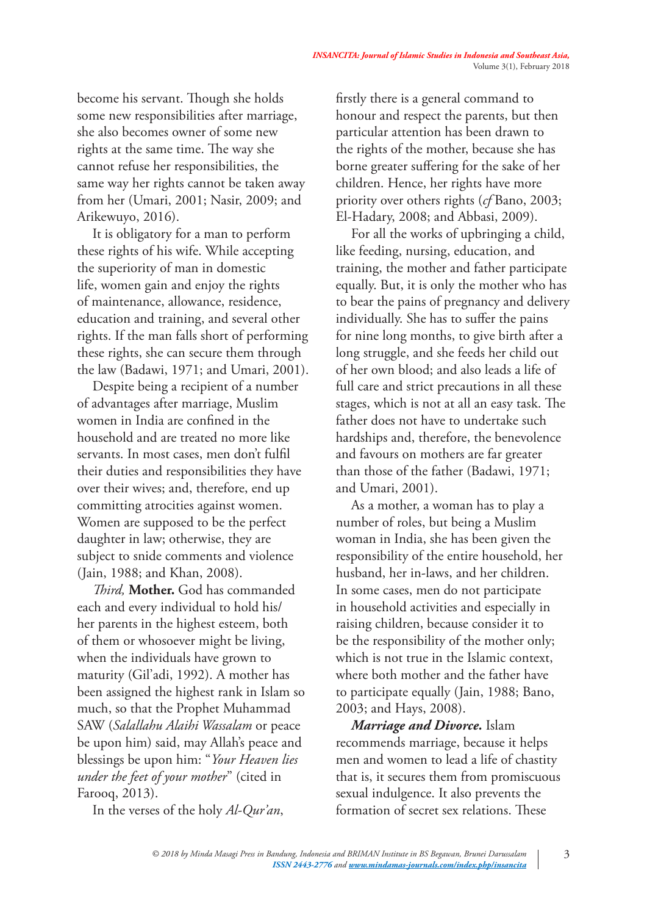become his servant. Though she holds some new responsibilities after marriage, she also becomes owner of some new rights at the same time. The way she cannot refuse her responsibilities, the same way her rights cannot be taken away from her (Umari, 2001; Nasir, 2009; and Arikewuyo, 2016).

It is obligatory for a man to perform these rights of his wife. While accepting the superiority of man in domestic life, women gain and enjoy the rights of maintenance, allowance, residence, education and training, and several other rights. If the man falls short of performing these rights, she can secure them through the law (Badawi, 1971; and Umari, 2001).

Despite being a recipient of a number of advantages after marriage, Muslim women in India are confined in the household and are treated no more like servants. In most cases, men don't fulfil their duties and responsibilities they have over their wives; and, therefore, end up committing atrocities against women. Women are supposed to be the perfect daughter in law; otherwise, they are subject to snide comments and violence (Jain, 1988; and Khan, 2008).

*Third,* **Mother.** God has commanded each and every individual to hold his/her parents in the highest esteem, both of them or whosoever might be living, when the individuals have grown to maturity (Gil'adi, 1992). A mother has been assigned the highest rank in Islam so much, so that the Prophet Muhammad SAW (*Salallahu Alaihi Wassalam* or peace be upon him) said, may Allah's peace and blessings be upon him: "*Your Heaven lies under the feet of your mother*" (cited in Farooq, 2013).

In the verses of the holy *Al-Qur'an*, firstly there is a general command to honour and respect the parents, but then particular attention has been drawn to the rights of the mother, because she has borne greater suffering for the sake of her children. Hence, her rights have more priority over others rights (*cf* Bano, 2003; El-Hadary, 2008; and Abbasi, 2009).

For all the works of upbringing a child, like feeding, nursing, education, and training, the mother and father participate equally. But, it is only the mother who has to bear the pains of pregnancy and delivery individually. She has to suffer the pains for nine long months, to give birth after a long struggle, and she feeds her child out of her own blood; and also leads a life of full care and strict precautions in all these stages, which is not at all an easy task. The father does not have to undertake such hardships and, therefore, the benevolence and favours on mothers are far greater than those of the father (Badawi, 1971; and Umari, 2001).

As a mother, a woman has to play a number of roles, but being a Muslim woman in India, she has been given the responsibility of the entire household, her husband, her in-laws, and her children. In some cases, men do not participate in household activities and especially in raising children, because consider it to be the responsibility of the mother only; which is not true in the Islamic context, where both mother and the father have to participate equally (Jain, 1988; Bano, 2003; and Hays, 2008).

***Marriage and Divorce.*** Islam recommends marriage, because it helps men and women to lead a life of chastity that is, it secures them from promiscuous sexual indulgence. It also prevents the formation of secret sex relations. These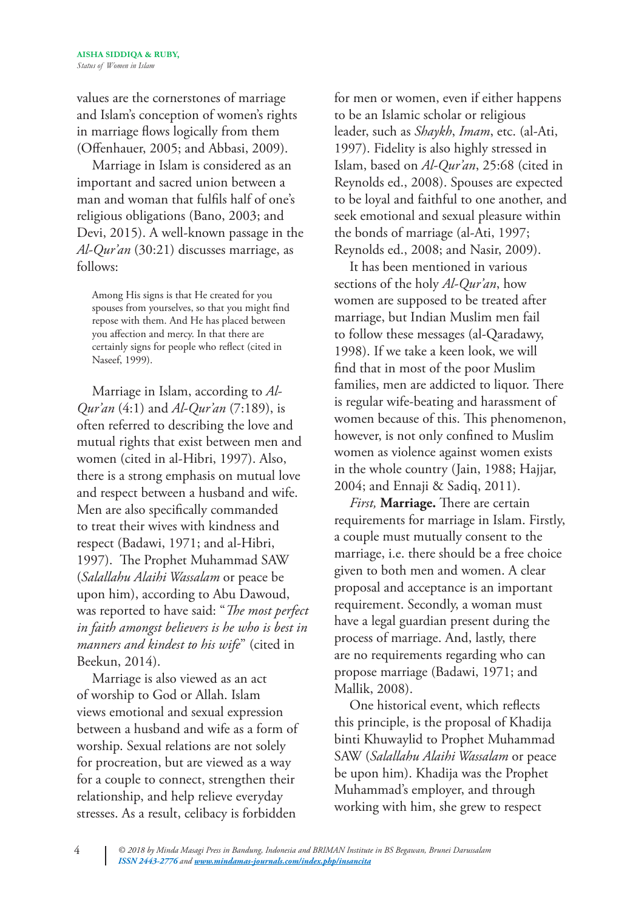values are the cornerstones of marriage and Islam's conception of women's rights in marriage flows logically from them (Offenhauer, 2005; and Abbasi, 2009).

Marriage in Islam is considered as an important and sacred union between a man and woman that fulfils half of one's religious obligations (Bano, 2003; and Devi, 2015). A well-known passage in the *Al-Qur'an* (30:21) discusses marriage, as follows:

> Among His signs is that He created for you spouses from yourselves, so that you might find repose with them. And He has placed between you affection and mercy. In that there are certainly signs for people who reflect (cited in Naseef, 1999).

Marriage in Islam, according to *Al-Qur'an* (4:1) and *Al-Qur'an* (7:189), is often referred to describing the love and mutual rights that exist between men and women (cited in al-Hibri, 1997). Also, there is a strong emphasis on mutual love and respect between a husband and wife. Men are also specifically commanded to treat their wives with kindness and respect (Badawi, 1971; and al-Hibri, 1997). The Prophet Muhammad SAW (*Salallahu Alaihi Wassalam* or peace be upon him), according to Abu Dawoud, was reported to have said: "*The most perfect in faith amongst believers is he who is best in manners and kindest to his wife*" (cited in Beekun, 2014).

Marriage is also viewed as an act of worship to God or Allah. Islam views emotional and sexual expression between a husband and wife as a form of worship. Sexual relations are not solely for procreation, but are viewed as a way for a couple to connect, strengthen their relationship, and help relieve everyday stresses. As a result, celibacy is forbidden for men or women, even if either happens to be an Islamic scholar or religious leader, such as *Shaykh*, *Imam*, etc. (al-Ati, 1997). Fidelity is also highly stressed in Islam, based on *Al-Qur'an*, 25:68 (cited in Reynolds ed., 2008). Spouses are expected to be loyal and faithful to one another, and seek emotional and sexual pleasure within the bonds of marriage (al-Ati, 1997; Reynolds ed., 2008; and Nasir, 2009).

It has been mentioned in various sections of the holy *Al-Qur'an*, how women are supposed to be treated after marriage, but Indian Muslim men fail to follow these messages (al-Qaradawy, 1998). If we take a keen look, we will find that in most of the poor Muslim families, men are addicted to liquor. There is regular wife-beating and harassment of women because of this. This phenomenon, however, is not only confined to Muslim women as violence against women exists in the whole country (Jain, 1988; Hajjar, 2004; and Ennaji & Sadiq, 2011).

*First,* **Marriage.** There are certain requirements for marriage in Islam. Firstly, a couple must mutually consent to the marriage, i.e. there should be a free choice given to both men and women. A clear proposal and acceptance is an important requirement. Secondly, a woman must have a legal guardian present during the process of marriage. And, lastly, there are no requirements regarding who can propose marriage (Badawi, 1971; and Mallik, 2008).

One historical event, which reflects this principle, is the proposal of Khadija binti Khuwaylid to Prophet Muhammad SAW (*Salallahu Alaihi Wassalam* or peace be upon him). Khadija was the Prophet Muhammad's employer, and through working with him, she grew to respect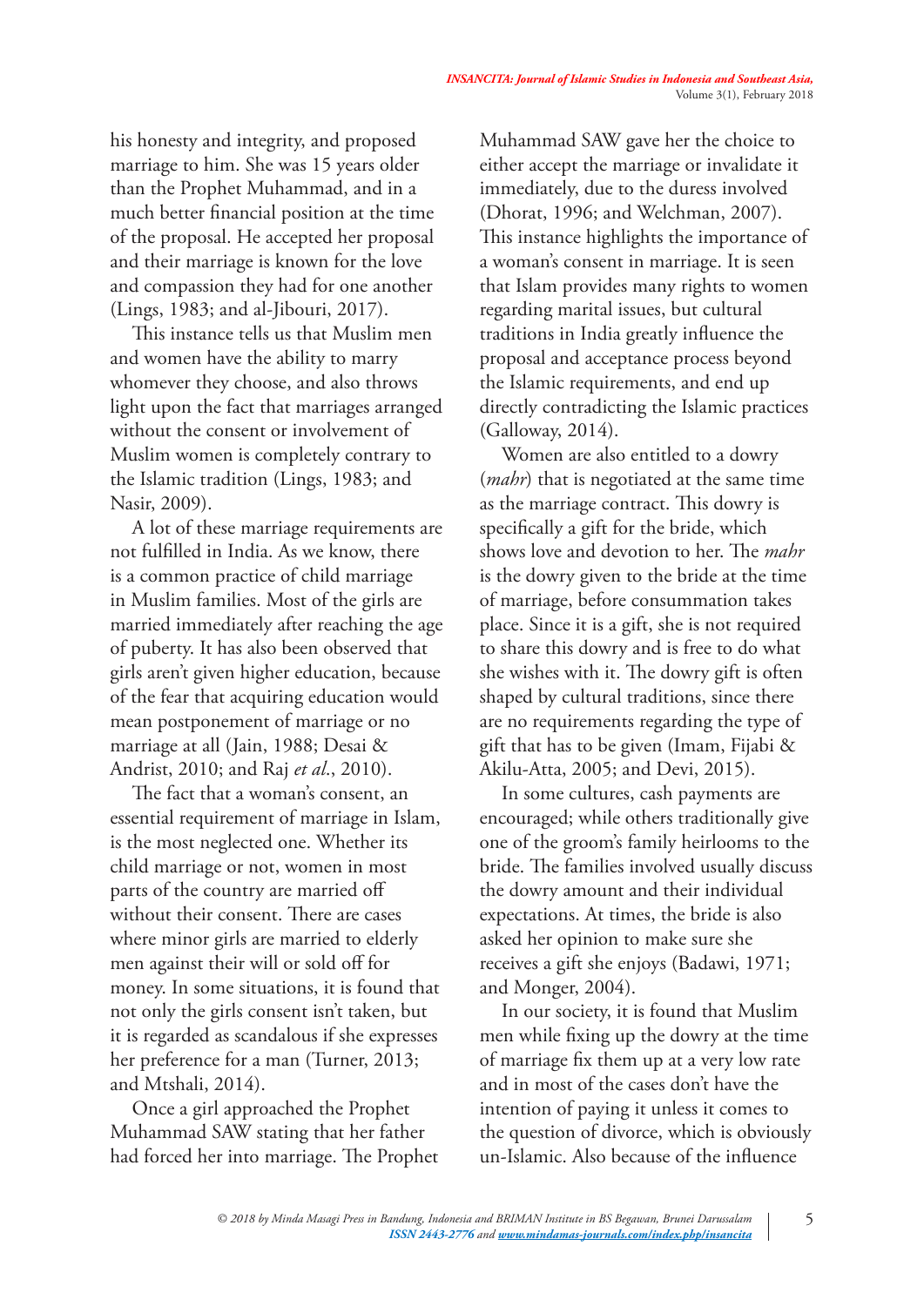his honesty and integrity, and proposed marriage to him. She was 15 years older than the Prophet Muhammad, and in a much better financial position at the time of the proposal. He accepted her proposal and their marriage is known for the love and compassion they had for one another (Lings, 1983; and al-Jibouri, 2017).

This instance tells us that Muslim men and women have the ability to marry whomever they choose, and also throws light upon the fact that marriages arranged without the consent or involvement of Muslim women is completely contrary to the Islamic tradition (Lings, 1983; and Nasir, 2009).

A lot of these marriage requirements are not fulfilled in India. As we know, there is a common practice of child marriage in Muslim families. Most of the girls are married immediately after reaching the age of puberty. It has also been observed that girls aren't given higher education, because of the fear that acquiring education would mean postponement of marriage or no marriage at all (Jain, 1988; Desai & Andrist, 2010; and Raj *et al*., 2010).

The fact that a woman's consent, an essential requirement of marriage in Islam, is the most neglected one. Whether its child marriage or not, women in most parts of the country are married off without their consent. There are cases where minor girls are married to elderly men against their will or sold off for money. In some situations, it is found that not only the girls consent isn't taken, but it is regarded as scandalous if she expresses her preference for a man (Turner, 2013; and Mtshali, 2014).

Once a girl approached the Prophet Muhammad SAW stating that her father had forced her into marriage. The Prophet Muhammad SAW gave her the choice to either accept the marriage or invalidate it immediately, due to the duress involved (Dhorat, 1996; and Welchman, 2007). This instance highlights the importance of a woman's consent in marriage. It is seen that Islam provides many rights to women regarding marital issues, but cultural traditions in India greatly influence the proposal and acceptance process beyond the Islamic requirements, and end up directly contradicting the Islamic practices (Galloway, 2014).

Women are also entitled to a dowry (*mahr*) that is negotiated at the same time as the marriage contract. This dowry is specifically a gift for the bride, which shows love and devotion to her. The *mahr* is the dowry given to the bride at the time of marriage, before consummation takes place. Since it is a gift, she is not required to share this dowry and is free to do what she wishes with it. The dowry gift is often shaped by cultural traditions, since there are no requirements regarding the type of gift that has to be given (Imam, Fijabi & Akilu-Atta, 2005; and Devi, 2015).

In some cultures, cash payments are encouraged; while others traditionally give one of the groom's family heirlooms to the bride. The families involved usually discuss the dowry amount and their individual expectations. At times, the bride is also asked her opinion to make sure she receives a gift she enjoys (Badawi, 1971; and Monger, 2004).

In our society, it is found that Muslim men while fixing up the dowry at the time of marriage fix them up at a very low rate and in most of the cases don't have the intention of paying it unless it comes to the question of divorce, which is obviously un-Islamic. Also because of the influence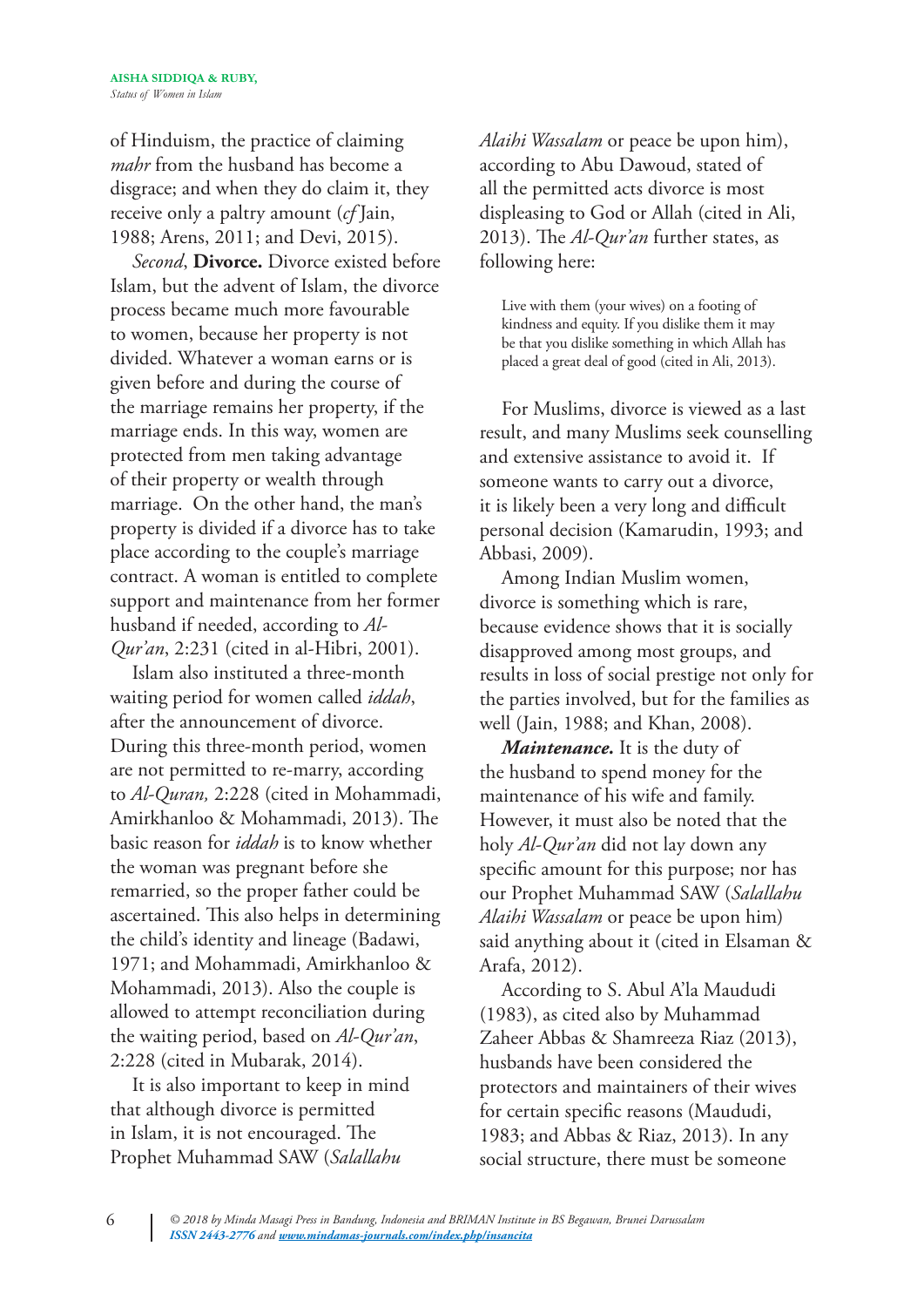of Hinduism, the practice of claiming *mahr* from the husband has become a disgrace; and when they do claim it, they receive only a paltry amount (*cf* Jain, 1988; Arens, 2011; and Devi, 2015).

*Second*, **Divorce.** Divorce existed before Islam, but the advent of Islam, the divorce process became much more favourable to women, because her property is not divided. Whatever a woman earns or is given before and during the course of the marriage remains her property, if the marriage ends. In this way, women are protected from men taking advantage of their property or wealth through marriage. On the other hand, the man's property is divided if a divorce has to take place according to the couple's marriage contract. A woman is entitled to complete support and maintenance from her former husband if needed, according to *Al-Qur'an*, 2:231 (cited in al-Hibri, 2001).

Islam also instituted a three-month waiting period for women called *iddah*, after the announcement of divorce. During this three-month period, women are not permitted to re-marry, according to *Al-Quran,* 2:228 (cited in Mohammadi, Amirkhanloo & Mohammadi, 2013). The basic reason for *iddah* is to know whether the woman was pregnant before she remarried, so the proper father could be ascertained. This also helps in determining the child's identity and lineage (Badawi, 1971; and Mohammadi, Amirkhanloo & Mohammadi, 2013). Also the couple is allowed to attempt reconciliation during the waiting period, based on *Al-Qur'an*, 2:228 (cited in Mubarak, 2014).

It is also important to keep in mind that although divorce is permitted in Islam, it is not encouraged. The Prophet Muhammad SAW (*Salallahu Alaihi Wassalam* or peace be upon him), according to Abu Dawoud, stated of all the permitted acts divorce is most displeasing to God or Allah (cited in Ali, 2013). The *Al-Qur'an* further states, as following here:

> Live with them (your wives) on a footing of kindness and equity. If you dislike them it may be that you dislike something in which Allah has placed a great deal of good (cited in Ali, 2013).

For Muslims, divorce is viewed as a last result, and many Muslims seek counselling and extensive assistance to avoid it. If someone wants to carry out a divorce, it is likely been a very long and difficult personal decision (Kamarudin, 1993; and Abbasi, 2009).

Among Indian Muslim women, divorce is something which is rare, because evidence shows that it is socially disapproved among most groups, and results in loss of social prestige not only for the parties involved, but for the families as well (Jain, 1988; and Khan, 2008).

***Maintenance.*** It is the duty of the husband to spend money for the maintenance of his wife and family. However, it must also be noted that the holy *Al-Qur'an* did not lay down any specific amount for this purpose; nor has our Prophet Muhammad SAW (*Salallahu Alaihi Wassalam* or peace be upon him) said anything about it (cited in Elsaman & Arafa, 2012).

According to S. Abul A'la Maududi (1983), as cited also by Muhammad Zaheer Abbas & Shamreeza Riaz (2013), husbands have been considered the protectors and maintainers of their wives for certain specific reasons (Maududi, 1983; and Abbas & Riaz, 2013). In any social structure, there must be someone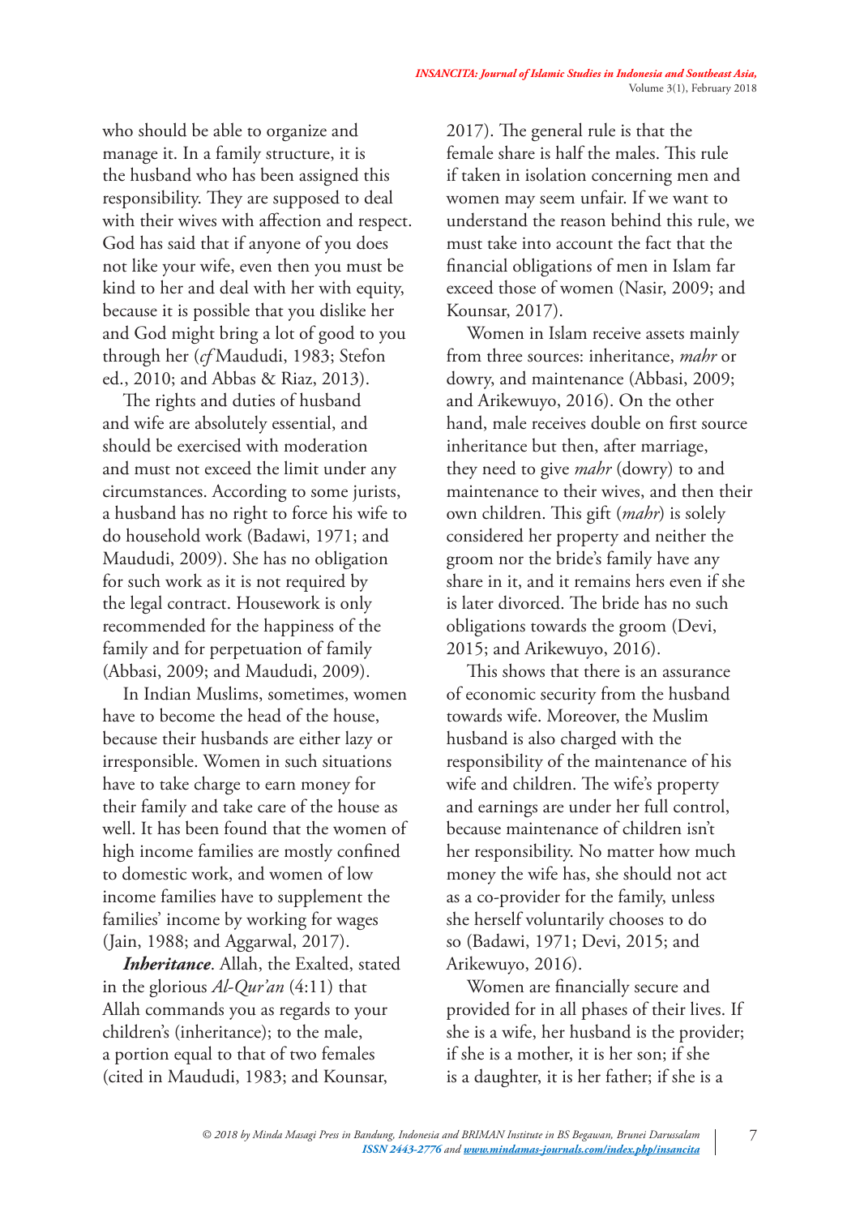who should be able to organize and manage it. In a family structure, it is the husband who has been assigned this responsibility. They are supposed to deal with their wives with affection and respect. God has said that if anyone of you does not like your wife, even then you must be kind to her and deal with her with equity, because it is possible that you dislike her and God might bring a lot of good to you through her (*cf* Maududi, 1983; Stefon ed., 2010; and Abbas & Riaz, 2013).

The rights and duties of husband and wife are absolutely essential, and should be exercised with moderation and must not exceed the limit under any circumstances. According to some jurists, a husband has no right to force his wife to do household work (Badawi, 1971; and Maududi, 2009). She has no obligation for such work as it is not required by the legal contract. Housework is only recommended for the happiness of the family and for perpetuation of family (Abbasi, 2009; and Maududi, 2009).

In Indian Muslims, sometimes, women have to become the head of the house, because their husbands are either lazy or irresponsible. Women in such situations have to take charge to earn money for their family and take care of the house as well. It has been found that the women of high income families are mostly confined to domestic work, and women of low income families have to supplement the families' income by working for wages (Jain, 1988; and Aggarwal, 2017).

***Inheritance***. Allah, the Exalted, stated in the glorious *Al-Qur'an* (4:11) that Allah commands you as regards to your children's (inheritance); to the male, a portion equal to that of two females (cited in Maududi, 1983; and Kounsar, 2017). The general rule is that the female share is half the males. This rule if taken in isolation concerning men and women may seem unfair. If we want to understand the reason behind this rule, we must take into account the fact that the financial obligations of men in Islam far exceed those of women (Nasir, 2009; and Kounsar, 2017).

Women in Islam receive assets mainly from three sources: inheritance, *mahr* or dowry, and maintenance (Abbasi, 2009; and Arikewuyo, 2016). On the other hand, male receives double on first source inheritance but then, after marriage, they need to give *mahr* (dowry) to and maintenance to their wives, and then their own children. This gift (*mahr*) is solely considered her property and neither the groom nor the bride's family have any share in it, and it remains hers even if she is later divorced. The bride has no such obligations towards the groom (Devi, 2015; and Arikewuyo, 2016).

This shows that there is an assurance of economic security from the husband towards wife. Moreover, the Muslim husband is also charged with the responsibility of the maintenance of his wife and children. The wife's property and earnings are under her full control, because maintenance of children isn't her responsibility. No matter how much money the wife has, she should not act as a co-provider for the family, unless she herself voluntarily chooses to do so (Badawi, 1971; Devi, 2015; and Arikewuyo, 2016).

Women are financially secure and provided for in all phases of their lives. If she is a wife, her husband is the provider; if she is a mother, it is her son; if she is a daughter, it is her father; if she is a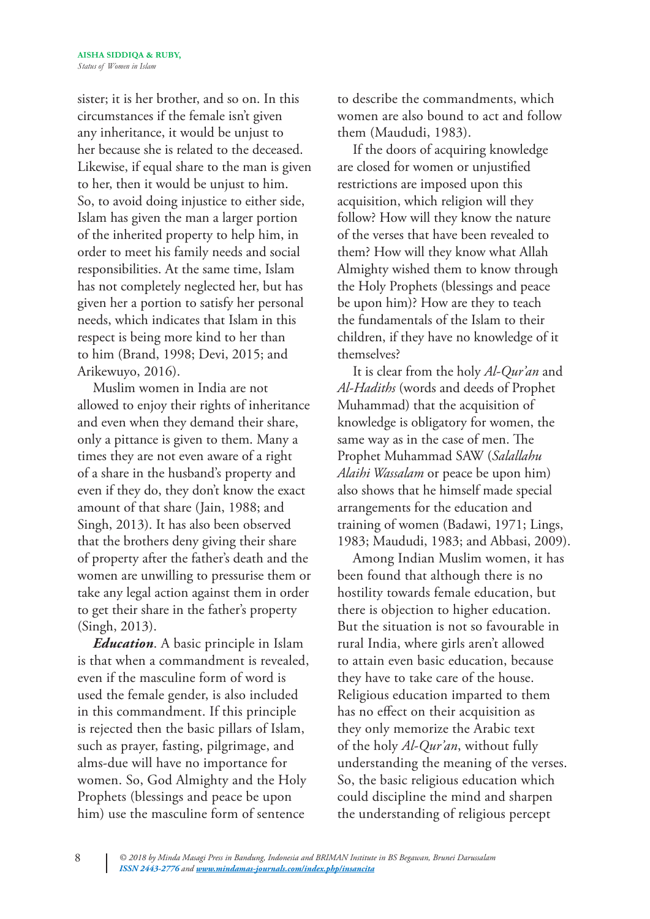sister; it is her brother, and so on. In this circumstances if the female isn't given any inheritance, it would be unjust to her because she is related to the deceased. Likewise, if equal share to the man is given to her, then it would be unjust to him. So, to avoid doing injustice to either side, Islam has given the man a larger portion of the inherited property to help him, in order to meet his family needs and social responsibilities. At the same time, Islam has not completely neglected her, but has given her a portion to satisfy her personal needs, which indicates that Islam in this respect is being more kind to her than to him (Brand, 1998; Devi, 2015; and Arikewuyo, 2016).

Muslim women in India are not allowed to enjoy their rights of inheritance and even when they demand their share, only a pittance is given to them. Many a times they are not even aware of a right of a share in the husband's property and even if they do, they don't know the exact amount of that share (Jain, 1988; and Singh, 2013). It has also been observed that the brothers deny giving their share of property after the father's death and the women are unwilling to pressurise them or take any legal action against them in order to get their share in the father's property (Singh, 2013).

***Education***. A basic principle in Islam is that when a commandment is revealed, even if the masculine form of word is used the female gender, is also included in this commandment. If this principle is rejected then the basic pillars of Islam, such as prayer, fasting, pilgrimage, and alms-due will have no importance for women. So, God Almighty and the Holy Prophets (blessings and peace be upon him) use the masculine form of sentence to describe the commandments, which women are also bound to act and follow them (Maududi, 1983).

If the doors of acquiring knowledge are closed for women or unjustified restrictions are imposed upon this acquisition, which religion will they follow? How will they know the nature of the verses that have been revealed to them? How will they know what Allah Almighty wished them to know through the Holy Prophets (blessings and peace be upon him)? How are they to teach the fundamentals of the Islam to their children, if they have no knowledge of it themselves?

It is clear from the holy *Al-Qur'an* and *Al-Hadiths* (words and deeds of Prophet Muhammad) that the acquisition of knowledge is obligatory for women, the same way as in the case of men. The Prophet Muhammad SAW (*Salallahu Alaihi Wassalam* or peace be upon him) also shows that he himself made special arrangements for the education and training of women (Badawi, 1971; Lings, 1983; Maududi, 1983; and Abbasi, 2009).

Among Indian Muslim women, it has been found that although there is no hostility towards female education, but there is objection to higher education. But the situation is not so favourable in rural India, where girls aren't allowed to attain even basic education, because they have to take care of the house. Religious education imparted to them has no effect on their acquisition as they only memorize the Arabic text of the holy *Al-Qur'an*, without fully understanding the meaning of the verses. So, the basic religious education which could discipline the mind and sharpen the understanding of religious percept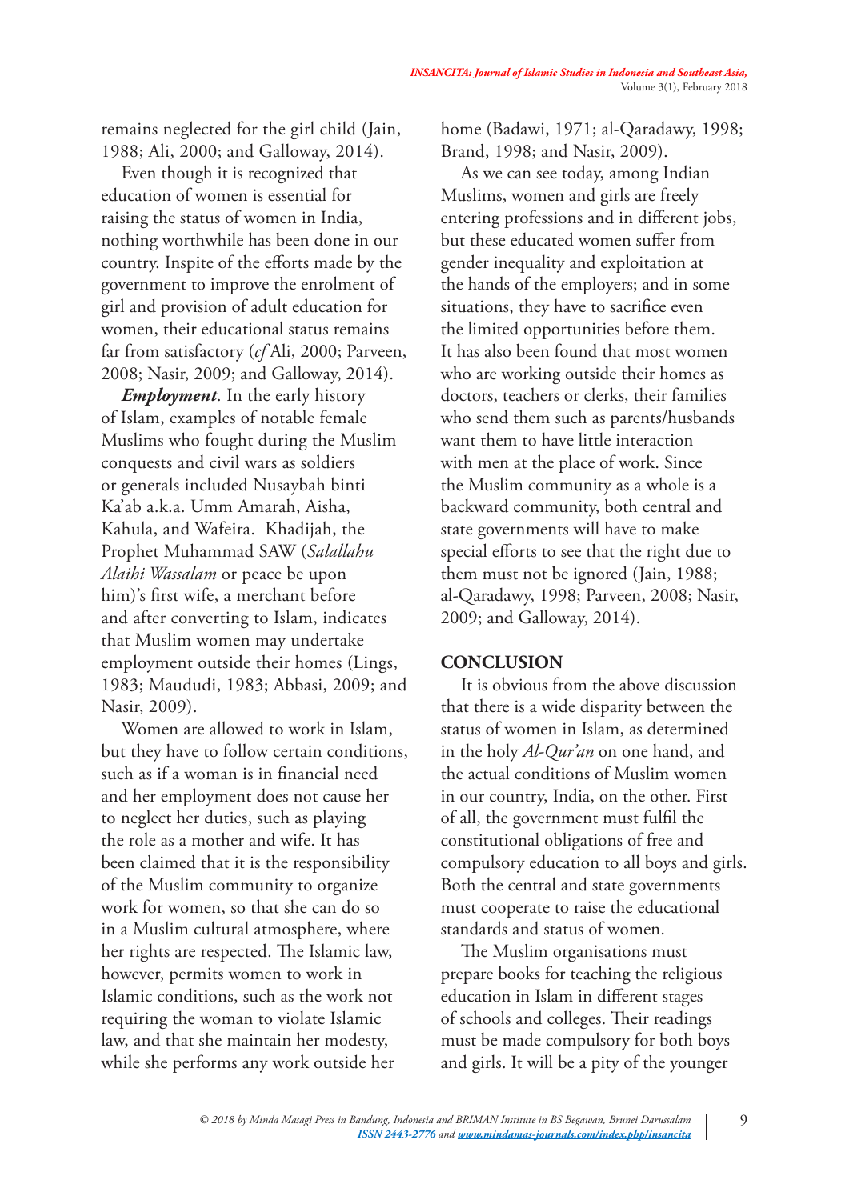remains neglected for the girl child (Jain, 1988; Ali, 2000; and Galloway, 2014).

Even though it is recognized that education of women is essential for raising the status of women in India, nothing worthwhile has been done in our country. Inspite of the efforts made by the government to improve the enrolment of girl and provision of adult education for women, their educational status remains far from satisfactory (*cf* Ali, 2000; Parveen, 2008; Nasir, 2009; and Galloway, 2014).

***Employment***. In the early history of Islam, examples of notable female Muslims who fought during the Muslim conquests and civil wars as soldiers or generals included Nusaybah binti Ka'ab a.k.a. Umm Amarah, Aisha, Kahula, and Wafeira. Khadijah, the Prophet Muhammad SAW (*Salallahu Alaihi Wassalam* or peace be upon him)'s first wife, a merchant before and after converting to Islam, indicates that Muslim women may undertake employment outside their homes (Lings, 1983; Maududi, 1983; Abbasi, 2009; and Nasir, 2009).

Women are allowed to work in Islam, but they have to follow certain conditions, such as if a woman is in financial need and her employment does not cause her to neglect her duties, such as playing the role as a mother and wife. It has been claimed that it is the responsibility of the Muslim community to organize work for women, so that she can do so in a Muslim cultural atmosphere, where her rights are respected. The Islamic law, however, permits women to work in Islamic conditions, such as the work not requiring the woman to violate Islamic law, and that she maintain her modesty, while she performs any work outside her home (Badawi, 1971; al-Qaradawy, 1998; Brand, 1998; and Nasir, 2009).

As we can see today, among Indian Muslims, women and girls are freely entering professions and in different jobs, but these educated women suffer from gender inequality and exploitation at the hands of the employers; and in some situations, they have to sacrifice even the limited opportunities before them. It has also been found that most women who are working outside their homes as doctors, teachers or clerks, their families who send them such as parents/husbands want them to have little interaction with men at the place of work. Since the Muslim community as a whole is a backward community, both central and state governments will have to make special efforts to see that the right due to them must not be ignored (Jain, 1988; al-Qaradawy, 1998; Parveen, 2008; Nasir, 2009; and Galloway, 2014).

## CONCLUSION

It is obvious from the above discussion that there is a wide disparity between the status of women in Islam, as determined in the holy *Al-Qur'an* on one hand, and the actual conditions of Muslim women in our country, India, on the other. First of all, the government must fulfil the constitutional obligations of free and compulsory education to all boys and girls. Both the central and state governments must cooperate to raise the educational standards and status of women.

The Muslim organisations must prepare books for teaching the religious education in Islam in different stages of schools and colleges. Their readings must be made compulsory for both boys and girls. It will be a pity of the younger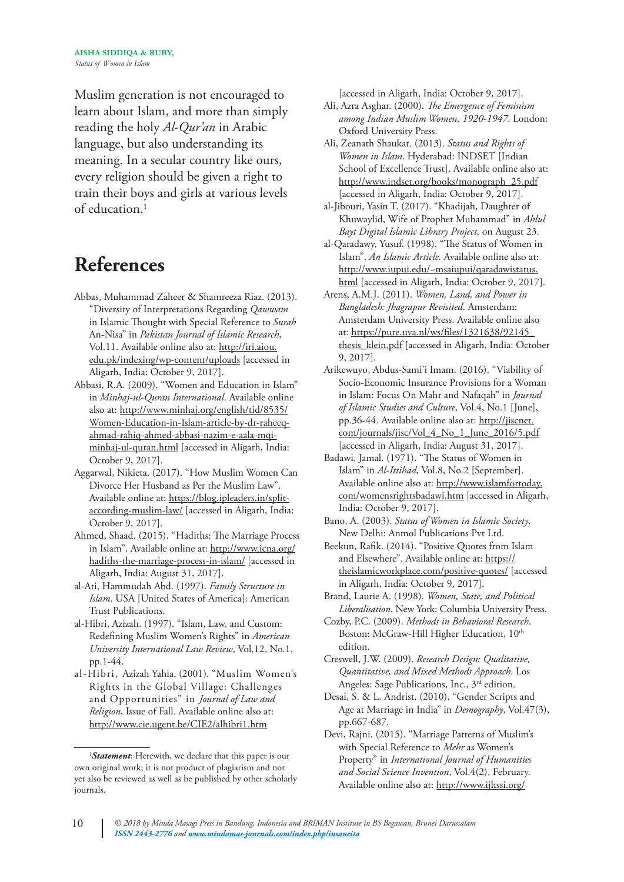Muslim generation is not encouraged to learn about Islam, and more than simply reading the holy *Al-Qur'an* in Arabic language, but also understanding its meaning. In a secular country like ours, every religion should be given a right to train their boys and girls at various levels of education.[1]

# References

Abbas, Muhammad Zaheer & Shamreeza Riaz. (2013). "Diversity of Interpretations Regarding *Qawwam* in Islamic Thought with Special Reference to *Surah* An-Nisa" in *Pakistan Journal of Islamic Research*, Vol.11. Available online also at: http://iri.aiou.edu.pk/indexing/wp-content/uploads [accessed in Aligarh, India: October 9, 2017].

Abbasi, R.A. (2009). "Women and Education in Islam" in *Minhaj-ul-Quran International*. Available online also at: http://www.minhaj.org/english/tid/8535/Women-Education-in-Islam-article-by-dr-raheeq-ahmad-rahiq-ahmed-abbasi-nazim-e-aala-mqi-minhaj-ul-quran.html [accessed in Aligarh, India: October 9, 2017].

Aggarwal, Nikieta. (2017). "How Muslim Women Can Divorce Her Husband as Per the Muslim Law". Available online at: https://blog.ipleaders.in/split-according-muslim-law/ [accessed in Aligarh, India: October 9, 2017].

Ahmed, Shaad. (2015). "Hadiths: The Marriage Process in Islam". Available online at: http://www.icna.org/hadiths-the-marriage-process-in-islam/ [accessed in Aligarh, India: August 31, 2017].

al-Ati, Hammudah Abd. (1997). *Family Structure in Islam*. USA [United States of America]: American Trust Publications.

al-Hibri, Azizah. (1997). "Islam, Law, and Custom: Redefining Muslim Women's Rights" in *American University International Law Review*, Vol.12, No.1, pp.1-44.

al-Hibri, Azizah Yahia. (2001). "Muslim Women's Rights in the Global Village: Challenges and Opportunities" in *Journal of Law and Religion*, Issue of Fall. Available online also at: http://www.cie.ugent.be/CIE2/alhibri1.htm [accessed in Aligarh, India: October 9, 2017].

Ali, Azra Asghar. (2000). *The Emergence of Feminism among Indian Muslim Women, 1920-1947*. London: Oxford University Press.

Ali, Zeanath Shaukat. (2013). *Status and Rights of Women in Islam*. Hyderabad: INDSET [Indian School of Excellence Trust]. Available online also at: http://www.indset.org/books/monograph_25.pdf [accessed in Aligarh, India: October 9, 2017].

al-Jibouri, Yasin T. (2017). "Khadijah, Daughter of Khuwaylid, Wife of Prophet Muhammad" in *Ahlul Bayt Digital Islamic Library Project,* on August 23.

al-Qaradawy, Yusuf. (1998). "The Status of Women in Islam". *An Islamic Article.* Available online also at: http://www.iupui.edu/~msaiupui/qaradawistatus.html [accessed in Aligarh, India: October 9, 2017].

Arens, A.M.J. (2011). *Women, Land, and Power in Bangladesh: Jhagrapur Revisited*. Amsterdam: Amsterdam University Press. Available online also at: https://pure.uva.nl/ws/files/1321638/92145_thesis_klein.pdf [accessed in Aligarh, India: October 9, 2017].

Arikewuyo, Abdus-Sami'i Imam. (2016). "Viability of Socio-Economic Insurance Provisions for a Woman in Islam: Focus On Mahr and Nafaqah" in *Journal of Islamic Studies and Culture*, Vol.4, No.1 [June], pp.36-44. Available online also at: http://jiscnet.com/journals/jisc/Vol_4_No_1_June_2016/5.pdf [accessed in Aligarh, India: August 31, 2017].

Badawi, Jamal. (1971). "The Status of Women in Islam" in *Al-Ittihad*, Vol.8, No.2 [September]. Available online also at: http://www.islamfortoday.com/womensrightsbadawi.htm [accessed in Aligarh, India: October 9, 2017].

Bano, A. (2003). *Status of Women in Islamic Society*. New Delhi: Anmol Publications Pvt Ltd.

Beekun, Rafik. (2014). "Positive Quotes from Islam and Elsewhere". Available online at: https://theislamicworkplace.com/positive-quotes/ [accessed in Aligarh, India: October 9, 2017].

Brand, Laurie A. (1998). *Women, State, and Political Liberalisation*. New York: Columbia University Press.

Cozby, P.C. (2009). *Methods in Behavioral Research*. Boston: McGraw-Hill Higher Education, 10th edition.

Creswell, J.W. (2009). *Research Design: Qualitative, Quantitative, and Mixed Methods Approach*. Los Angeles: Sage Publications, Inc., 3rd edition.

Desai, S. & L. Andrist. (2010). "Gender Scripts and Age at Marriage in India" in *Demography*, Vol.47(3), pp.667-687.

Devi, Rajni. (2015). "Marriage Patterns of Muslim's with Special Reference to *Mehr* as Women's Property" in *International Journal of Humanities and Social Science Invention*, Vol.4(2), February. Available online also at: http://www.ijhssi.org/

---

[1]***Statement***: Herewith, we declare that this paper is our own original work; it is not product of plagiarism and not yet also be reviewed as well as be published by other scholarly journals.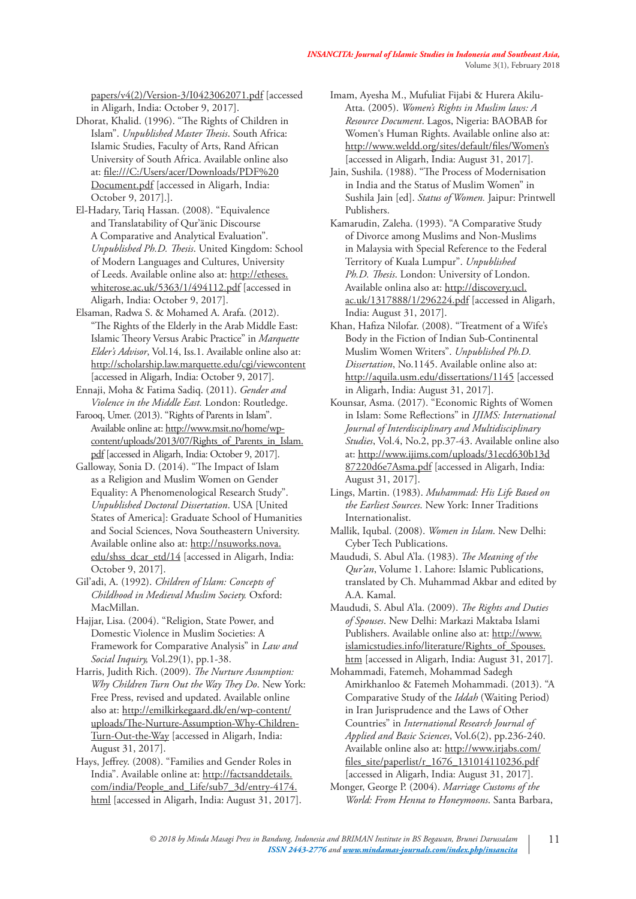papers/v4(2)/Version-3/I0423062071.pdf [accessed in Aligarh, India: October 9, 2017].

Dhorat, Khalid. (1996). "The Rights of Children in Islam". *Unpublished Master Thesis*. South Africa: Islamic Studies, Faculty of Arts, Rand African University of South Africa. Available online also at: file:///C:/Users/acer/Downloads/PDF%20 Document.pdf [accessed in Aligarh, India: October 9, 2017].].

El-Hadary, Tariq Hassan. (2008). "Equivalence and Translatability of Qur'änic Discourse A Comparative and Analytical Evaluation". *Unpublished Ph.D. Thesis*. United Kingdom: School of Modern Languages and Cultures, University of Leeds. Available online also at: http://etheses.whiterose.ac.uk/5363/1/494112.pdf [accessed in Aligarh, India: October 9, 2017].

Elsaman, Radwa S. & Mohamed A. Arafa. (2012). "The Rights of the Elderly in the Arab Middle East: Islamic Theory Versus Arabic Practice" in *Marquette Elder's Advisor*, Vol.14, Iss.1. Available online also at: http://scholarship.law.marquette.edu/cgi/viewcontent [accessed in Aligarh, India: October 9, 2017].

Ennaji, Moha & Fatima Sadiq. (2011). *Gender and Violence in the Middle East.* London: Routledge.

Farooq, Umer. (2013). "Rights of Parents in Islam". Available online at: http://www.msit.no/home/wp-content/uploads/2013/07/Rights_of_Parents_in_Islam.pdf [accessed in Aligarh, India: October 9, 2017].

Galloway, Sonia D. (2014). "The Impact of Islam as a Religion and Muslim Women on Gender Equality: A Phenomenological Research Study". *Unpublished Doctoral Dissertation*. USA [United States of America]: Graduate School of Humanities and Social Sciences, Nova Southeastern University. Available online also at: http://nsuworks.nova.edu/shss_dcar_etd/14 [accessed in Aligarh, India: October 9, 2017].

Gil'adi, A. (1992). *Children of Islam: Concepts of Childhood in Medieval Muslim Society.* Oxford: MacMillan.

Hajjar, Lisa. (2004). "Religion, State Power, and Domestic Violence in Muslim Societies: A Framework for Comparative Analysis" in *Law and Social Inquiry,* Vol.29(1), pp.1-38.

Harris, Judith Rich. (2009). *The Nurture Assumption: Why Children Turn Out the Way They Do*. New York: Free Press, revised and updated. Available online also at: http://emilkirkegaard.dk/en/wp-content/uploads/The-Nurture-Assumption-Why-Children-Turn-Out-the-Way [accessed in Aligarh, India: August 31, 2017].

Hays, Jeffrey. (2008). "Families and Gender Roles in India". Available online at: http://factsanddetails.com/india/People_and_Life/sub7_3d/entry-4174.html [accessed in Aligarh, India: August 31, 2017].

Imam, Ayesha M., Mufuliat Fijabi & Hurera Akilu-Atta. (2005). *Women's Rights in Muslim laws: A Resource Document*. Lagos, Nigeria: BAOBAB for Women's Human Rights. Available online also at: http://www.weldd.org/sites/default/files/Women's [accessed in Aligarh, India: August 31, 2017].

Jain, Sushila. (1988). "The Process of Modernisation in India and the Status of Muslim Women" in Sushila Jain [ed]. *Status of Women.* Jaipur: Printwell Publishers.

Kamarudin, Zaleha. (1993). "A Comparative Study of Divorce among Muslims and Non-Muslims in Malaysia with Special Reference to the Federal Territory of Kuala Lumpur". *Unpublished Ph.D. Thesis*. London: University of London. Available onlina also at: http://discovery.ucl.ac.uk/1317888/1/296224.pdf [accessed in Aligarh, India: August 31, 2017].

Khan, Hafiza Nilofar. (2008). "Treatment of a Wife's Body in the Fiction of Indian Sub-Continental Muslim Women Writers". *Unpublished Ph.D. Dissertation*, No.1145. Available online also at: http://aquila.usm.edu/dissertations/1145 [accessed in Aligarh, India: August 31, 2017].

Kounsar, Asma. (2017). "Economic Rights of Women in Islam: Some Reflections" in *IJIMS: International Journal of Interdisciplinary and Multidisciplinary Studies*, Vol.4, No.2, pp.37-43. Available online also at: http://www.ijims.com/uploads/31ecd630b13d87220d6e7Asma.pdf [accessed in Aligarh, India: August 31, 2017].

Lings, Martin. (1983). *Muhammad: His Life Based on the Earliest Sources*. New York: Inner Traditions Internationalist.

Mallik, Iqubal. (2008). *Women in Islam*. New Delhi: Cyber Tech Publications.

Maududi, S. Abul A'la. (1983). *The Meaning of the Qur'an*, Volume 1. Lahore: Islamic Publications, translated by Ch. Muhammad Akbar and edited by A.A. Kamal.

Maududi, S. Abul A'la. (2009). *The Rights and Duties of Spouses*. New Delhi: Markazi Maktaba Islami Publishers. Available online also at: http://www.islamicstudies.info/literature/Rights_of_Spouses.htm [accessed in Aligarh, India: August 31, 2017].

Mohammadi, Fatemeh, Mohammad Sadegh Amirkhanloo & Fatemeh Mohammadi. (2013). "A Comparative Study of the *Iddah* (Waiting Period) in Iran Jurisprudence and the Laws of Other Countries" in *International Research Journal of Applied and Basic Sciences*, Vol.6(2), pp.236-240. Available online also at: http://www.irjabs.com/files_site/paperlist/r_1676_131014110236.pdf [accessed in Aligarh, India: August 31, 2017].

Monger, George P. (2004). *Marriage Customs of the World: From Henna to Honeymoons*. Santa Barbara,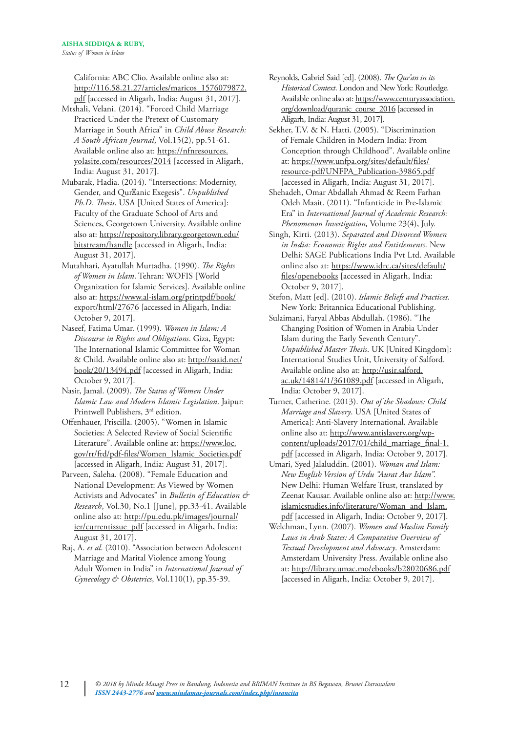California: ABC Clio. Available online also at: http://116.58.21.27/articles/maricos_1576079872.pdf [accessed in Aligarh, India: August 31, 2017].

Mtshali, Velani. (2014). "Forced Child Marriage Practiced Under the Pretext of Customary Marriage in South Africa" in *Child Abuse Research: A South African Journal*, Vol.15(2), pp.51-61. Available online also at: https://nfnresources.yolasite.com/resources/2014 [accessed in Aligarh, India: August 31, 2017].

Mubarak, Hadia. (2014). "Intersections: Modernity, Gender, and Qur�anic Exegesis". *Unpublished Ph.D. Thesis*. USA [United States of America]: Faculty of the Graduate School of Arts and Sciences, Georgetown University. Available online also at: https://repository.library.georgetown.edu/bitstream/handle [accessed in Aligarh, India: August 31, 2017].

Mutahhari, Ayatullah Murtadha. (1990). *The Rights of Women in Islam*. Tehran: WOFIS [World Organization for Islamic Services]. Available online also at: https://www.al-islam.org/printpdf/book/export/html/27676 [accessed in Aligarh, India: October 9, 2017].

Naseef, Fatima Umar. (1999). *Women in Islam: A Discourse in Rights and Obligations*. Giza, Egypt: The International Islamic Committee for Woman & Child. Available online also at: http://saaid.net/book/20/13494.pdf [accessed in Aligarh, India: October 9, 2017].

Nasir, Jamal. (2009). *The Status of Women Under Islamic Law and Modern Islamic Legislation*. Jaipur: Printwell Publishers, 3rd edition.

Offenhauer, Priscilla. (2005). "Women in Islamic Societies: A Selected Review of Social Scientific Literature". Available online at: https://www.loc.gov/rr/frd/pdf-files/Women_Islamic_Societies.pdf [accessed in Aligarh, India: August 31, 2017].

Parveen, Saleha. (2008). "Female Education and National Development: As Viewed by Women Activists and Advocates" in *Bulletin of Education & Research*, Vol.30, No.1 [June], pp.33-41. Available online also at: http://pu.edu.pk/images/journal/ier/currentissue_pdf [accessed in Aligarh, India: August 31, 2017].

Raj, A. *et al*. (2010). "Association between Adolescent Marriage and Marital Violence among Young Adult Women in India" in *International Journal of Gynecology & Obstetrics*, Vol.110(1), pp.35-39.

Reynolds, Gabriel Said [ed]. (2008). *The Qur'an in its Historical Context*. London and New York: Routledge. Available online also at: https://www.centuryassociation.org/download/quranic_course_2016 [accessed in Aligarh, India: August 31, 2017].

Sekher, T.V. & N. Hatti. (2005). "Discrimination of Female Children in Modern India: From Conception through Childhood". Available online at: https://www.unfpa.org/sites/default/files/resource-pdf/UNFPA_Publication-39865.pdf [accessed in Aligarh, India: August 31, 2017].

Shehadeh, Omar Abdallah Ahmad & Reem Farhan Odeh Maait. (2011). "Infanticide in Pre-Islamic Era" in *International Journal of Academic Research: Phenomenon Investigation,* Volume 23(4), July.

Singh, Kirti. (2013). *Separated and Divorced Women in India: Economic Rights and Entitlements*. New Delhi: SAGE Publications India Pvt Ltd. Available online also at: https://www.idrc.ca/sites/default/files/openebooks [accessed in Aligarh, India: October 9, 2017].

Stefon, Matt [ed]. (2010). *Islamic Beliefs and Practices.* New York: Britannica Educational Publishing.

Sulaimani, Faryal Abbas Abdullah. (1986). "The Changing Position of Women in Arabia Under Islam during the Early Seventh Century". *Unpublished Master Thesis*. UK [United Kingdom]: International Studies Unit, University of Salford. Available online also at: http://usir.salford.ac.uk/14814/1/361089.pdf [accessed in Aligarh, India: October 9, 2017].

Turner, Catherine. (2013). *Out of the Shadows: Child Marriage and Slavery*. USA [United States of America]: Anti-Slavery International. Available online also at: http://www.antislavery.org/wp-content/uploads/2017/01/child_marriage_final-1.pdf [accessed in Aligarh, India: October 9, 2017].

Umari, Syed Jalaluddin. (2001). *Woman and Islam: New English Version of Urdu "Aurat Aur Islam".* New Delhi: Human Welfare Trust, translated by Zeenat Kausar. Available online also at: http://www.islamicstudies.info/literature/Woman_and_Islam.pdf [accessed in Aligarh, India: October 9, 2017].

Welchman, Lynn. (2007). *Women and Muslim Family Laws in Arab States: A Comparative Overview of Textual Development and Advocacy*. Amsterdam: Amsterdam University Press. Available online also at: http://library.umac.mo/ebooks/b28020686.pdf [accessed in Aligarh, India: October 9, 2017].